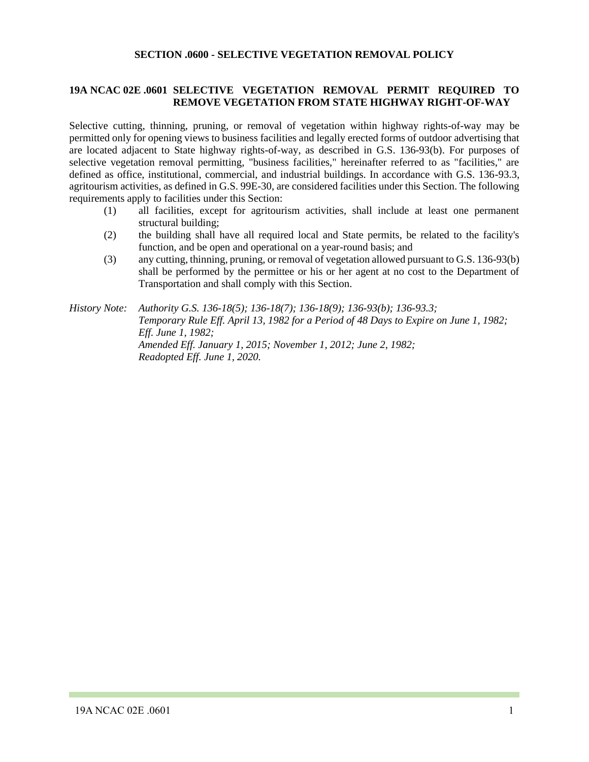## SECTION .0600 - SELECTIVE VEGETATION REMOVAL POLICY

### 19A NCAC 02E .0601 SELECTIVE VEGETATION REMOVAL PERMIT REQUIRED TO REMOVE VEGETATION FROM STATE HIGHWAY RIGHT-OF-WAY

Selective cutting, thinning, pruning, or removal of vegetation within highway rights-of-way may be permitted only for opening views to business facilities and legally erected forms of outdoor advertising that are located adjacent to State highway rights-of-way, as described in G.S. 136-93(b). For purposes of selective vegetation removal permitting, "business facilities," hereinafter referred to as "facilities," are defined as office, institutional, commercial, and industrial buildings. In accordance with G.S. 136-93.3, agritourism activities, as defined in G.S. 99E-30, are considered facilities under this Section. The following requirements apply to facilities under this Section:

(1) all facilities, except for agritourism activities, shall include at least one permanent structural building;

(2) the building shall have all required local and State permits, be related to the facility's function, and be open and operational on a year-round basis; and

(3) any cutting, thinning, pruning, or removal of vegetation allowed pursuant to G.S. 136-93(b) shall be performed by the permittee or his or her agent at no cost to the Department of Transportation and shall comply with this Section.

*History Note: Authority G.S. 136-18(5); 136-18(7); 136-18(9); 136-93(b); 136-93.3;*
*Temporary Rule Eff. April 13, 1982 for a Period of 48 Days to Expire on June 1, 1982;*
*Eff. June 1, 1982;*
*Amended Eff. January 1, 2015; November 1, 2012; June 2, 1982;*
*Readopted Eff. June 1, 2020.*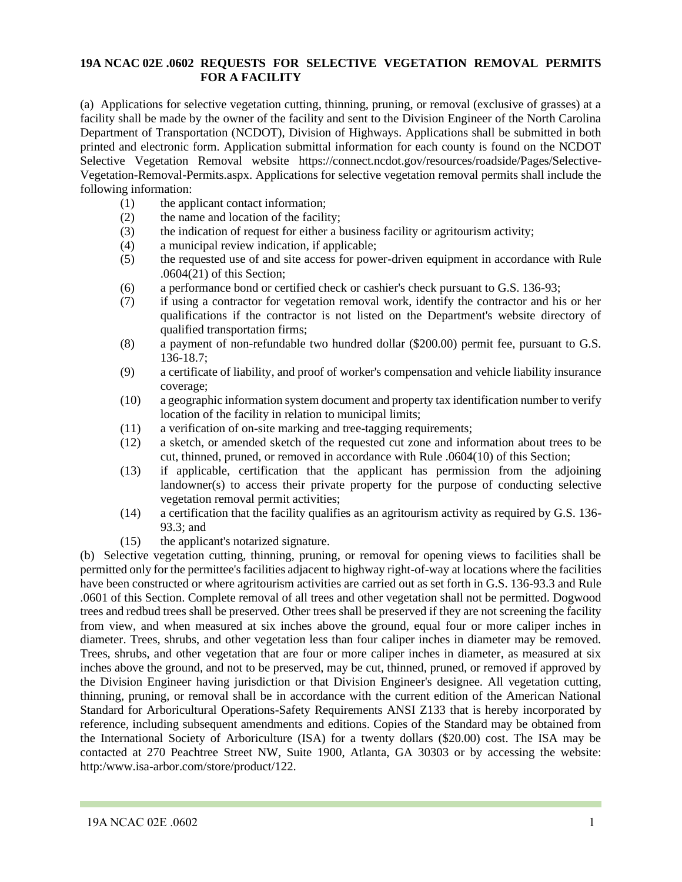**19A NCAC 02E .0602 REQUESTS FOR SELECTIVE VEGETATION REMOVAL PERMITS FOR A FACILITY**

(a) Applications for selective vegetation cutting, thinning, pruning, or removal (exclusive of grasses) at a facility shall be made by the owner of the facility and sent to the Division Engineer of the North Carolina Department of Transportation (NCDOT), Division of Highways. Applications shall be submitted in both printed and electronic form. Application submittal information for each county is found on the NCDOT Selective Vegetation Removal website https://connect.ncdot.gov/resources/roadside/Pages/Selective-Vegetation-Removal-Permits.aspx. Applications for selective vegetation removal permits shall include the following information:

- (1) the applicant contact information;
- (2) the name and location of the facility;
- (3) the indication of request for either a business facility or agritourism activity;
- (4) a municipal review indication, if applicable;
- (5) the requested use of and site access for power-driven equipment in accordance with Rule .0604(21) of this Section;
- (6) a performance bond or certified check or cashier's check pursuant to G.S. 136-93;
- (7) if using a contractor for vegetation removal work, identify the contractor and his or her qualifications if the contractor is not listed on the Department's website directory of qualified transportation firms;
- (8) a payment of non-refundable two hundred dollar ($200.00) permit fee, pursuant to G.S. 136-18.7;
- (9) a certificate of liability, and proof of worker's compensation and vehicle liability insurance coverage;
- (10) a geographic information system document and property tax identification number to verify location of the facility in relation to municipal limits;
- (11) a verification of on-site marking and tree-tagging requirements;
- (12) a sketch, or amended sketch of the requested cut zone and information about trees to be cut, thinned, pruned, or removed in accordance with Rule .0604(10) of this Section;
- (13) if applicable, certification that the applicant has permission from the adjoining landowner(s) to access their private property for the purpose of conducting selective vegetation removal permit activities;
- (14) a certification that the facility qualifies as an agritourism activity as required by G.S. 136-93.3; and
- (15) the applicant's notarized signature.

(b) Selective vegetation cutting, thinning, pruning, or removal for opening views to facilities shall be permitted only for the permittee's facilities adjacent to highway right-of-way at locations where the facilities have been constructed or where agritourism activities are carried out as set forth in G.S. 136-93.3 and Rule .0601 of this Section. Complete removal of all trees and other vegetation shall not be permitted. Dogwood trees and redbud trees shall be preserved. Other trees shall be preserved if they are not screening the facility from view, and when measured at six inches above the ground, equal four or more caliper inches in diameter. Trees, shrubs, and other vegetation less than four caliper inches in diameter may be removed. Trees, shrubs, and other vegetation that are four or more caliper inches in diameter, as measured at six inches above the ground, and not to be preserved, may be cut, thinned, pruned, or removed if approved by the Division Engineer having jurisdiction or that Division Engineer's designee. All vegetation cutting, thinning, pruning, or removal shall be in accordance with the current edition of the American National Standard for Arboricultural Operations-Safety Requirements ANSI Z133 that is hereby incorporated by reference, including subsequent amendments and editions. Copies of the Standard may be obtained from the International Society of Arboriculture (ISA) for a twenty dollars ($20.00) cost. The ISA may be contacted at 270 Peachtree Street NW, Suite 1900, Atlanta, GA 30303 or by accessing the website: http:/www.isa-arbor.com/store/product/122.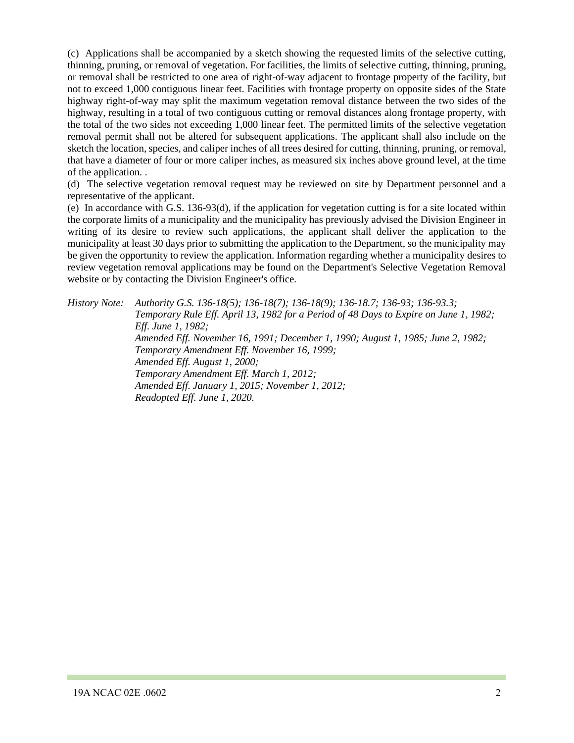(c) Applications shall be accompanied by a sketch showing the requested limits of the selective cutting, thinning, pruning, or removal of vegetation. For facilities, the limits of selective cutting, thinning, pruning, or removal shall be restricted to one area of right-of-way adjacent to frontage property of the facility, but not to exceed 1,000 contiguous linear feet. Facilities with frontage property on opposite sides of the State highway right-of-way may split the maximum vegetation removal distance between the two sides of the highway, resulting in a total of two contiguous cutting or removal distances along frontage property, with the total of the two sides not exceeding 1,000 linear feet. The permitted limits of the selective vegetation removal permit shall not be altered for subsequent applications. The applicant shall also include on the sketch the location, species, and caliper inches of all trees desired for cutting, thinning, pruning, or removal, that have a diameter of four or more caliper inches, as measured six inches above ground level, at the time of the application. .

(d) The selective vegetation removal request may be reviewed on site by Department personnel and a representative of the applicant.

(e) In accordance with G.S. 136-93(d), if the application for vegetation cutting is for a site located within the corporate limits of a municipality and the municipality has previously advised the Division Engineer in writing of its desire to review such applications, the applicant shall deliver the application to the municipality at least 30 days prior to submitting the application to the Department, so the municipality may be given the opportunity to review the application. Information regarding whether a municipality desires to review vegetation removal applications may be found on the Department's Selective Vegetation Removal website or by contacting the Division Engineer's office.

*History Note: Authority G.S. 136-18(5); 136-18(7); 136-18(9); 136-18.7; 136-93; 136-93.3;*
*Temporary Rule Eff. April 13, 1982 for a Period of 48 Days to Expire on June 1, 1982;*
*Eff. June 1, 1982;*
*Amended Eff. November 16, 1991; December 1, 1990; August 1, 1985; June 2, 1982;*
*Temporary Amendment Eff. November 16, 1999;*
*Amended Eff. August 1, 2000;*
*Temporary Amendment Eff. March 1, 2012;*
*Amended Eff. January 1, 2015; November 1, 2012;*
*Readopted Eff. June 1, 2020.*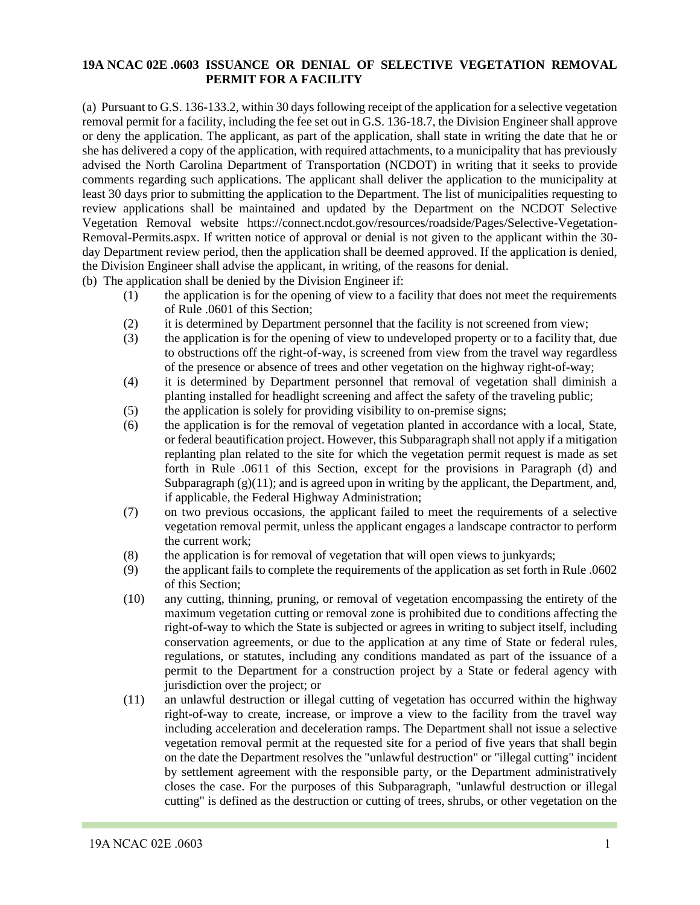**19A NCAC 02E .0603 ISSUANCE OR DENIAL OF SELECTIVE VEGETATION REMOVAL PERMIT FOR A FACILITY**

(a) Pursuant to G.S. 136-133.2, within 30 days following receipt of the application for a selective vegetation removal permit for a facility, including the fee set out in G.S. 136-18.7, the Division Engineer shall approve or deny the application. The applicant, as part of the application, shall state in writing the date that he or she has delivered a copy of the application, with required attachments, to a municipality that has previously advised the North Carolina Department of Transportation (NCDOT) in writing that it seeks to provide comments regarding such applications. The applicant shall deliver the application to the municipality at least 30 days prior to submitting the application to the Department. The list of municipalities requesting to review applications shall be maintained and updated by the Department on the NCDOT Selective Vegetation Removal website https://connect.ncdot.gov/resources/roadside/Pages/Selective-Vegetation-Removal-Permits.aspx. If written notice of approval or denial is not given to the applicant within the 30-day Department review period, then the application shall be deemed approved. If the application is denied, the Division Engineer shall advise the applicant, in writing, of the reasons for denial.

(b) The application shall be denied by the Division Engineer if:

- (1) the application is for the opening of view to a facility that does not meet the requirements of Rule .0601 of this Section;
- (2) it is determined by Department personnel that the facility is not screened from view;
- (3) the application is for the opening of view to undeveloped property or to a facility that, due to obstructions off the right-of-way, is screened from view from the travel way regardless of the presence or absence of trees and other vegetation on the highway right-of-way;
- (4) it is determined by Department personnel that removal of vegetation shall diminish a planting installed for headlight screening and affect the safety of the traveling public;
- (5) the application is solely for providing visibility to on-premise signs;
- (6) the application is for the removal of vegetation planted in accordance with a local, State, or federal beautification project. However, this Subparagraph shall not apply if a mitigation replanting plan related to the site for which the vegetation permit request is made as set forth in Rule .0611 of this Section, except for the provisions in Paragraph (d) and Subparagraph (g)(11); and is agreed upon in writing by the applicant, the Department, and, if applicable, the Federal Highway Administration;
- (7) on two previous occasions, the applicant failed to meet the requirements of a selective vegetation removal permit, unless the applicant engages a landscape contractor to perform the current work;
- (8) the application is for removal of vegetation that will open views to junkyards;
- (9) the applicant fails to complete the requirements of the application as set forth in Rule .0602 of this Section;
- (10) any cutting, thinning, pruning, or removal of vegetation encompassing the entirety of the maximum vegetation cutting or removal zone is prohibited due to conditions affecting the right-of-way to which the State is subjected or agrees in writing to subject itself, including conservation agreements, or due to the application at any time of State or federal rules, regulations, or statutes, including any conditions mandated as part of the issuance of a permit to the Department for a construction project by a State or federal agency with jurisdiction over the project; or
- (11) an unlawful destruction or illegal cutting of vegetation has occurred within the highway right-of-way to create, increase, or improve a view to the facility from the travel way including acceleration and deceleration ramps. The Department shall not issue a selective vegetation removal permit at the requested site for a period of five years that shall begin on the date the Department resolves the "unlawful destruction" or "illegal cutting" incident by settlement agreement with the responsible party, or the Department administratively closes the case. For the purposes of this Subparagraph, "unlawful destruction or illegal cutting" is defined as the destruction or cutting of trees, shrubs, or other vegetation on the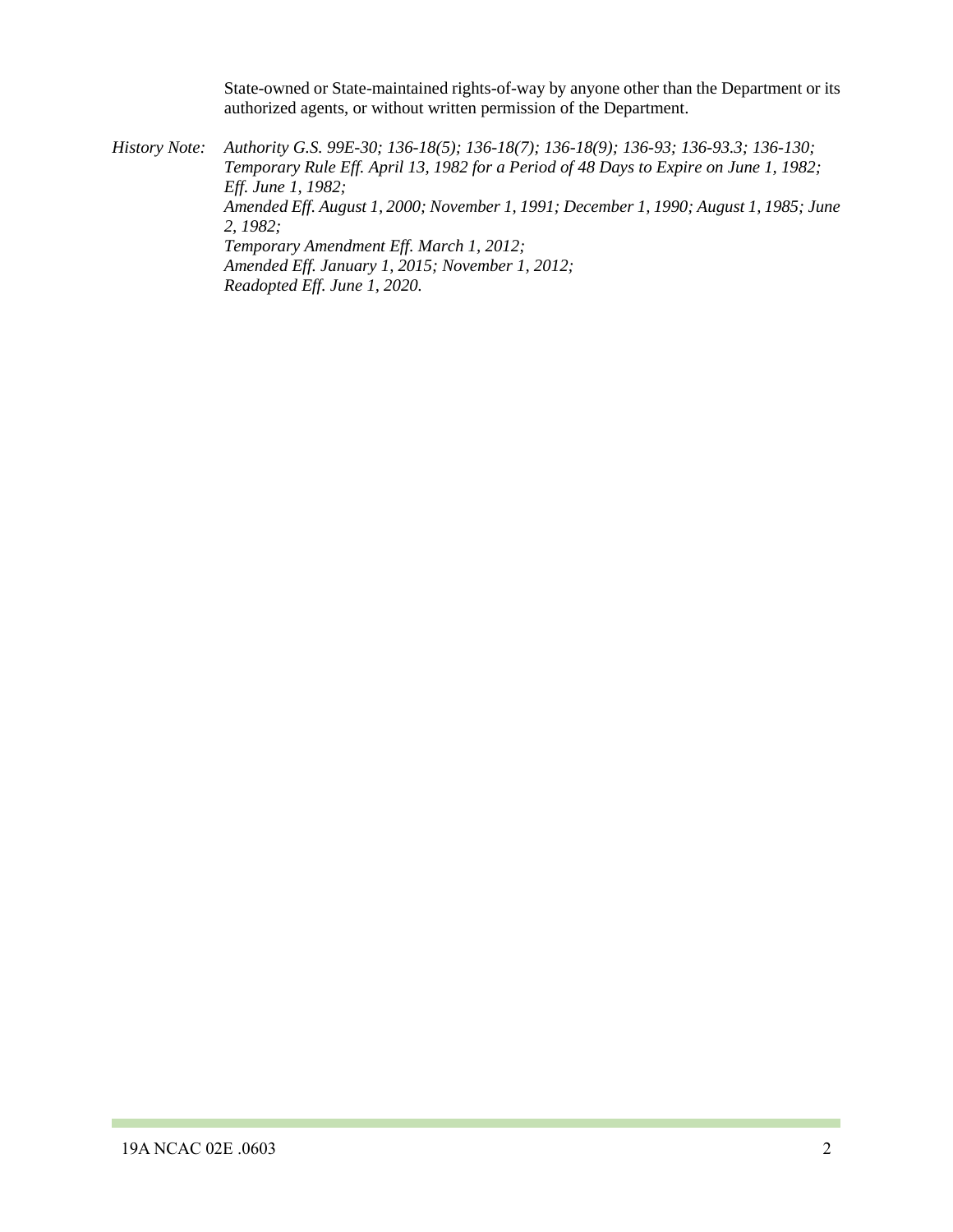State-owned or State-maintained rights-of-way by anyone other than the Department or its authorized agents, or without written permission of the Department.

*History Note:* *Authority G.S. 99E-30; 136-18(5); 136-18(7); 136-18(9); 136-93; 136-93.3; 136-130;*
*Temporary Rule Eff. April 13, 1982 for a Period of 48 Days to Expire on June 1, 1982;*
*Eff. June 1, 1982;*
*Amended Eff. August 1, 2000; November 1, 1991; December 1, 1990; August 1, 1985; June 2, 1982;*
*Temporary Amendment Eff. March 1, 2012;*
*Amended Eff. January 1, 2015; November 1, 2012;*
*Readopted Eff. June 1, 2020.*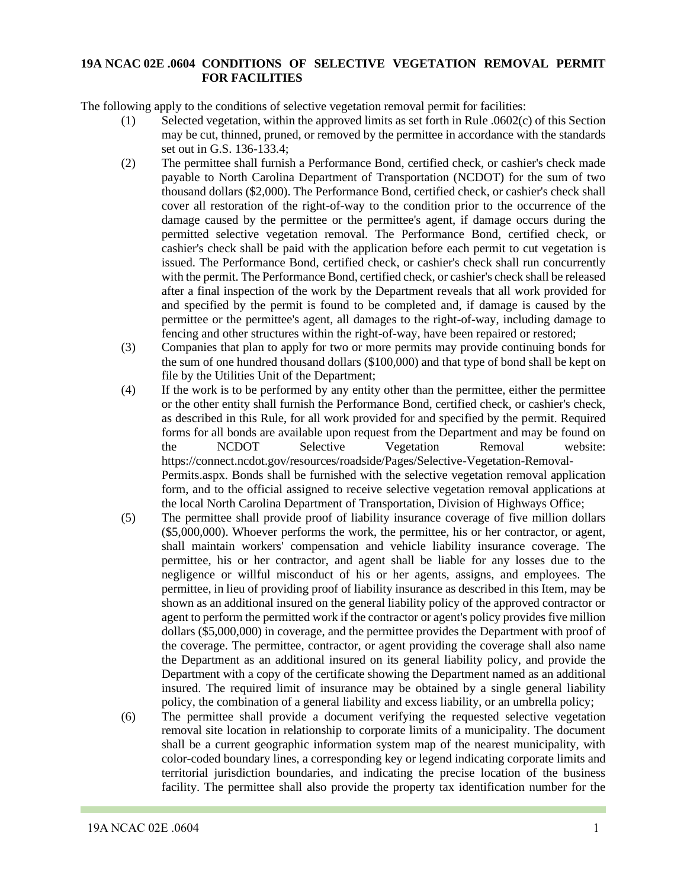**19A NCAC 02E .0604 CONDITIONS OF SELECTIVE VEGETATION REMOVAL PERMIT FOR FACILITIES**

The following apply to the conditions of selective vegetation removal permit for facilities:

(1) Selected vegetation, within the approved limits as set forth in Rule .0602(c) of this Section may be cut, thinned, pruned, or removed by the permittee in accordance with the standards set out in G.S. 136-133.4;

(2) The permittee shall furnish a Performance Bond, certified check, or cashier's check made payable to North Carolina Department of Transportation (NCDOT) for the sum of two thousand dollars ($2,000). The Performance Bond, certified check, or cashier's check shall cover all restoration of the right-of-way to the condition prior to the occurrence of the damage caused by the permittee or the permittee's agent, if damage occurs during the permitted selective vegetation removal. The Performance Bond, certified check, or cashier's check shall be paid with the application before each permit to cut vegetation is issued. The Performance Bond, certified check, or cashier's check shall run concurrently with the permit. The Performance Bond, certified check, or cashier's check shall be released after a final inspection of the work by the Department reveals that all work provided for and specified by the permit is found to be completed and, if damage is caused by the permittee or the permittee's agent, all damages to the right-of-way, including damage to fencing and other structures within the right-of-way, have been repaired or restored;

(3) Companies that plan to apply for two or more permits may provide continuing bonds for the sum of one hundred thousand dollars ($100,000) and that type of bond shall be kept on file by the Utilities Unit of the Department;

(4) If the work is to be performed by any entity other than the permittee, either the permittee or the other entity shall furnish the Performance Bond, certified check, or cashier's check, as described in this Rule, for all work provided for and specified by the permit. Required forms for all bonds are available upon request from the Department and may be found on the NCDOT Selective Vegetation Removal website: https://connect.ncdot.gov/resources/roadside/Pages/Selective-Vegetation-Removal-Permits.aspx. Bonds shall be furnished with the selective vegetation removal application form, and to the official assigned to receive selective vegetation removal applications at the local North Carolina Department of Transportation, Division of Highways Office;

(5) The permittee shall provide proof of liability insurance coverage of five million dollars ($5,000,000). Whoever performs the work, the permittee, his or her contractor, or agent, shall maintain workers' compensation and vehicle liability insurance coverage. The permittee, his or her contractor, and agent shall be liable for any losses due to the negligence or willful misconduct of his or her agents, assigns, and employees. The permittee, in lieu of providing proof of liability insurance as described in this Item, may be shown as an additional insured on the general liability policy of the approved contractor or agent to perform the permitted work if the contractor or agent's policy provides five million dollars ($5,000,000) in coverage, and the permittee provides the Department with proof of the coverage. The permittee, contractor, or agent providing the coverage shall also name the Department as an additional insured on its general liability policy, and provide the Department with a copy of the certificate showing the Department named as an additional insured. The required limit of insurance may be obtained by a single general liability policy, the combination of a general liability and excess liability, or an umbrella policy;

(6) The permittee shall provide a document verifying the requested selective vegetation removal site location in relationship to corporate limits of a municipality. The document shall be a current geographic information system map of the nearest municipality, with color-coded boundary lines, a corresponding key or legend indicating corporate limits and territorial jurisdiction boundaries, and indicating the precise location of the business facility. The permittee shall also provide the property tax identification number for the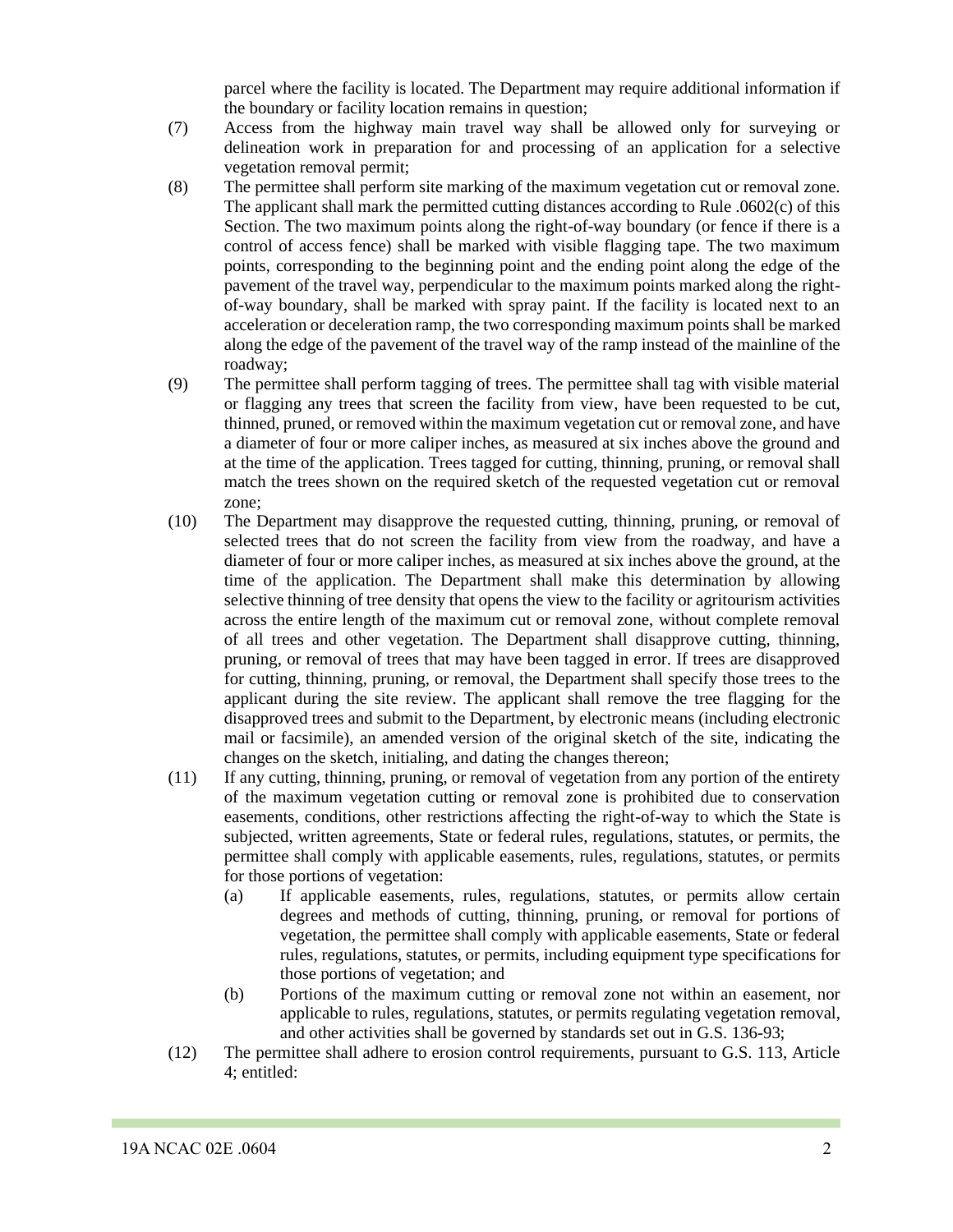parcel where the facility is located. The Department may require additional information if the boundary or facility location remains in question;

(7) Access from the highway main travel way shall be allowed only for surveying or delineation work in preparation for and processing of an application for a selective vegetation removal permit;

(8) The permittee shall perform site marking of the maximum vegetation cut or removal zone. The applicant shall mark the permitted cutting distances according to Rule .0602(c) of this Section. The two maximum points along the right-of-way boundary (or fence if there is a control of access fence) shall be marked with visible flagging tape. The two maximum points, corresponding to the beginning point and the ending point along the edge of the pavement of the travel way, perpendicular to the maximum points marked along the right-of-way boundary, shall be marked with spray paint. If the facility is located next to an acceleration or deceleration ramp, the two corresponding maximum points shall be marked along the edge of the pavement of the travel way of the ramp instead of the mainline of the roadway;

(9) The permittee shall perform tagging of trees. The permittee shall tag with visible material or flagging any trees that screen the facility from view, have been requested to be cut, thinned, pruned, or removed within the maximum vegetation cut or removal zone, and have a diameter of four or more caliper inches, as measured at six inches above the ground and at the time of the application. Trees tagged for cutting, thinning, pruning, or removal shall match the trees shown on the required sketch of the requested vegetation cut or removal zone;

(10) The Department may disapprove the requested cutting, thinning, pruning, or removal of selected trees that do not screen the facility from view from the roadway, and have a diameter of four or more caliper inches, as measured at six inches above the ground, at the time of the application. The Department shall make this determination by allowing selective thinning of tree density that opens the view to the facility or agritourism activities across the entire length of the maximum cut or removal zone, without complete removal of all trees and other vegetation. The Department shall disapprove cutting, thinning, pruning, or removal of trees that may have been tagged in error. If trees are disapproved for cutting, thinning, pruning, or removal, the Department shall specify those trees to the applicant during the site review. The applicant shall remove the tree flagging for the disapproved trees and submit to the Department, by electronic means (including electronic mail or facsimile), an amended version of the original sketch of the site, indicating the changes on the sketch, initialing, and dating the changes thereon;

(11) If any cutting, thinning, pruning, or removal of vegetation from any portion of the entirety of the maximum vegetation cutting or removal zone is prohibited due to conservation easements, conditions, other restrictions affecting the right-of-way to which the State is subjected, written agreements, State or federal rules, regulations, statutes, or permits, the permittee shall comply with applicable easements, rules, regulations, statutes, or permits for those portions of vegetation:

    (a) If applicable easements, rules, regulations, statutes, or permits allow certain degrees and methods of cutting, thinning, pruning, or removal for portions of vegetation, the permittee shall comply with applicable easements, State or federal rules, regulations, statutes, or permits, including equipment type specifications for those portions of vegetation; and

    (b) Portions of the maximum cutting or removal zone not within an easement, nor applicable to rules, regulations, statutes, or permits regulating vegetation removal, and other activities shall be governed by standards set out in G.S. 136-93;

(12) The permittee shall adhere to erosion control requirements, pursuant to G.S. 113, Article 4; entitled: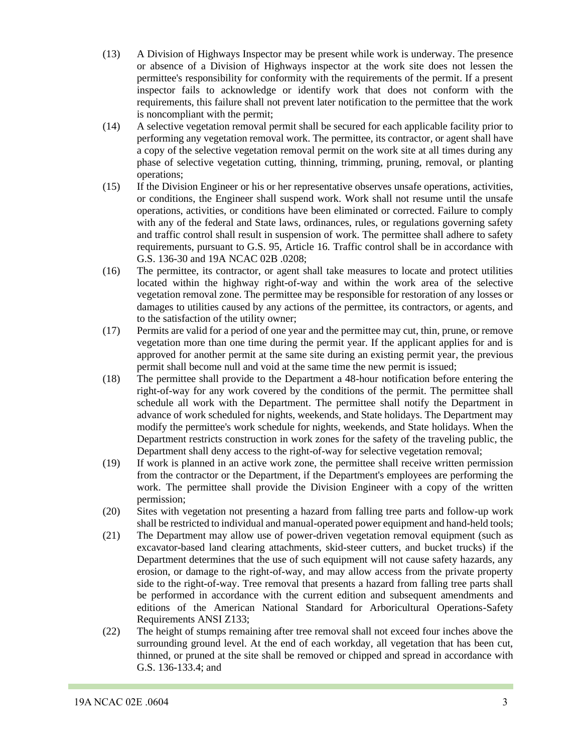(13) A Division of Highways Inspector may be present while work is underway. The presence or absence of a Division of Highways inspector at the work site does not lessen the permittee's responsibility for conformity with the requirements of the permit. If a present inspector fails to acknowledge or identify work that does not conform with the requirements, this failure shall not prevent later notification to the permittee that the work is noncompliant with the permit;

(14) A selective vegetation removal permit shall be secured for each applicable facility prior to performing any vegetation removal work. The permittee, its contractor, or agent shall have a copy of the selective vegetation removal permit on the work site at all times during any phase of selective vegetation cutting, thinning, trimming, pruning, removal, or planting operations;

(15) If the Division Engineer or his or her representative observes unsafe operations, activities, or conditions, the Engineer shall suspend work. Work shall not resume until the unsafe operations, activities, or conditions have been eliminated or corrected. Failure to comply with any of the federal and State laws, ordinances, rules, or regulations governing safety and traffic control shall result in suspension of work. The permittee shall adhere to safety requirements, pursuant to G.S. 95, Article 16. Traffic control shall be in accordance with G.S. 136-30 and 19A NCAC 02B .0208;

(16) The permittee, its contractor, or agent shall take measures to locate and protect utilities located within the highway right-of-way and within the work area of the selective vegetation removal zone. The permittee may be responsible for restoration of any losses or damages to utilities caused by any actions of the permittee, its contractors, or agents, and to the satisfaction of the utility owner;

(17) Permits are valid for a period of one year and the permittee may cut, thin, prune, or remove vegetation more than one time during the permit year. If the applicant applies for and is approved for another permit at the same site during an existing permit year, the previous permit shall become null and void at the same time the new permit is issued;

(18) The permittee shall provide to the Department a 48-hour notification before entering the right-of-way for any work covered by the conditions of the permit. The permittee shall schedule all work with the Department. The permittee shall notify the Department in advance of work scheduled for nights, weekends, and State holidays. The Department may modify the permittee's work schedule for nights, weekends, and State holidays. When the Department restricts construction in work zones for the safety of the traveling public, the Department shall deny access to the right-of-way for selective vegetation removal;

(19) If work is planned in an active work zone, the permittee shall receive written permission from the contractor or the Department, if the Department's employees are performing the work. The permittee shall provide the Division Engineer with a copy of the written permission;

(20) Sites with vegetation not presenting a hazard from falling tree parts and follow-up work shall be restricted to individual and manual-operated power equipment and hand-held tools;

(21) The Department may allow use of power-driven vegetation removal equipment (such as excavator-based land clearing attachments, skid-steer cutters, and bucket trucks) if the Department determines that the use of such equipment will not cause safety hazards, any erosion, or damage to the right-of-way, and may allow access from the private property side to the right-of-way. Tree removal that presents a hazard from falling tree parts shall be performed in accordance with the current edition and subsequent amendments and editions of the American National Standard for Arboricultural Operations-Safety Requirements ANSI Z133;

(22) The height of stumps remaining after tree removal shall not exceed four inches above the surrounding ground level. At the end of each workday, all vegetation that has been cut, thinned, or pruned at the site shall be removed or chipped and spread in accordance with G.S. 136-133.4; and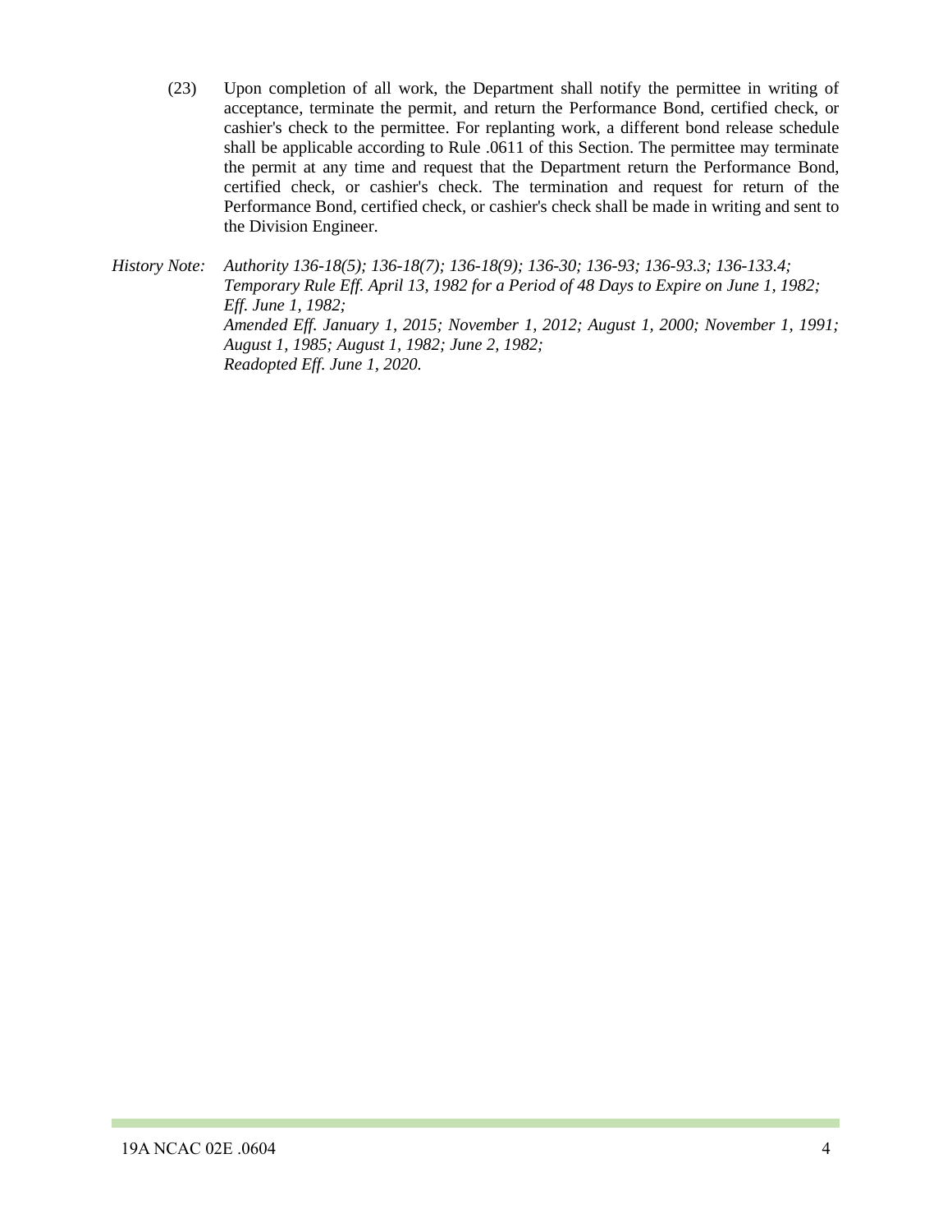(23) Upon completion of all work, the Department shall notify the permittee in writing of acceptance, terminate the permit, and return the Performance Bond, certified check, or cashier's check to the permittee. For replanting work, a different bond release schedule shall be applicable according to Rule .0611 of this Section. The permittee may terminate the permit at any time and request that the Department return the Performance Bond, certified check, or cashier's check. The termination and request for return of the Performance Bond, certified check, or cashier's check shall be made in writing and sent to the Division Engineer.

*History Note: Authority 136-18(5); 136-18(7); 136-18(9); 136-30; 136-93; 136-93.3; 136-133.4;*
*Temporary Rule Eff. April 13, 1982 for a Period of 48 Days to Expire on June 1, 1982;*
*Eff. June 1, 1982;*
*Amended Eff. January 1, 2015; November 1, 2012; August 1, 2000; November 1, 1991; August 1, 1985; August 1, 1982; June 2, 1982;*
*Readopted Eff. June 1, 2020.*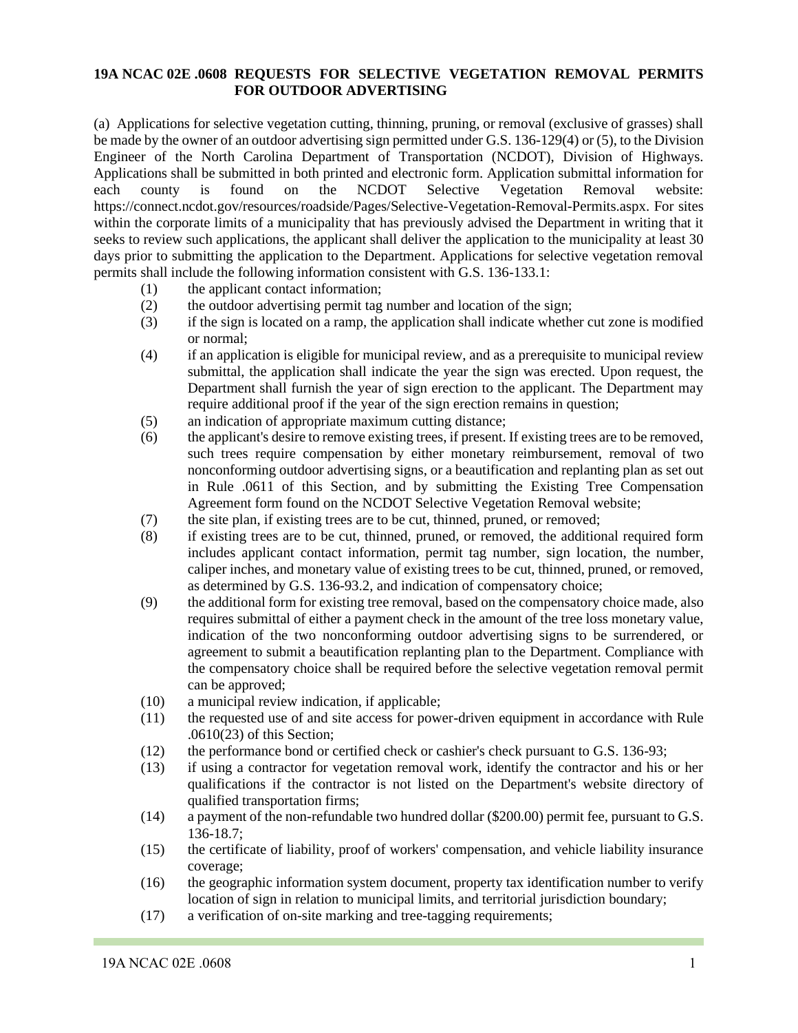**19A NCAC 02E .0608 REQUESTS FOR SELECTIVE VEGETATION REMOVAL PERMITS FOR OUTDOOR ADVERTISING**

(a) Applications for selective vegetation cutting, thinning, pruning, or removal (exclusive of grasses) shall be made by the owner of an outdoor advertising sign permitted under G.S. 136-129(4) or (5), to the Division Engineer of the North Carolina Department of Transportation (NCDOT), Division of Highways. Applications shall be submitted in both printed and electronic form. Application submittal information for each county is found on the NCDOT Selective Vegetation Removal website: https://connect.ncdot.gov/resources/roadside/Pages/Selective-Vegetation-Removal-Permits.aspx. For sites within the corporate limits of a municipality that has previously advised the Department in writing that it seeks to review such applications, the applicant shall deliver the application to the municipality at least 30 days prior to submitting the application to the Department. Applications for selective vegetation removal permits shall include the following information consistent with G.S. 136-133.1:

(1) the applicant contact information;

(2) the outdoor advertising permit tag number and location of the sign;

(3) if the sign is located on a ramp, the application shall indicate whether cut zone is modified or normal;

(4) if an application is eligible for municipal review, and as a prerequisite to municipal review submittal, the application shall indicate the year the sign was erected. Upon request, the Department shall furnish the year of sign erection to the applicant. The Department may require additional proof if the year of the sign erection remains in question;

(5) an indication of appropriate maximum cutting distance;

(6) the applicant's desire to remove existing trees, if present. If existing trees are to be removed, such trees require compensation by either monetary reimbursement, removal of two nonconforming outdoor advertising signs, or a beautification and replanting plan as set out in Rule .0611 of this Section, and by submitting the Existing Tree Compensation Agreement form found on the NCDOT Selective Vegetation Removal website;

(7) the site plan, if existing trees are to be cut, thinned, pruned, or removed;

(8) if existing trees are to be cut, thinned, pruned, or removed, the additional required form includes applicant contact information, permit tag number, sign location, the number, caliper inches, and monetary value of existing trees to be cut, thinned, pruned, or removed, as determined by G.S. 136-93.2, and indication of compensatory choice;

(9) the additional form for existing tree removal, based on the compensatory choice made, also requires submittal of either a payment check in the amount of the tree loss monetary value, indication of the two nonconforming outdoor advertising signs to be surrendered, or agreement to submit a beautification replanting plan to the Department. Compliance with the compensatory choice shall be required before the selective vegetation removal permit can be approved;

(10) a municipal review indication, if applicable;

(11) the requested use of and site access for power-driven equipment in accordance with Rule .0610(23) of this Section;

(12) the performance bond or certified check or cashier's check pursuant to G.S. 136-93;

(13) if using a contractor for vegetation removal work, identify the contractor and his or her qualifications if the contractor is not listed on the Department's website directory of qualified transportation firms;

(14) a payment of the non-refundable two hundred dollar ($200.00) permit fee, pursuant to G.S. 136-18.7;

(15) the certificate of liability, proof of workers' compensation, and vehicle liability insurance coverage;

(16) the geographic information system document, property tax identification number to verify location of sign in relation to municipal limits, and territorial jurisdiction boundary;

(17) a verification of on-site marking and tree-tagging requirements;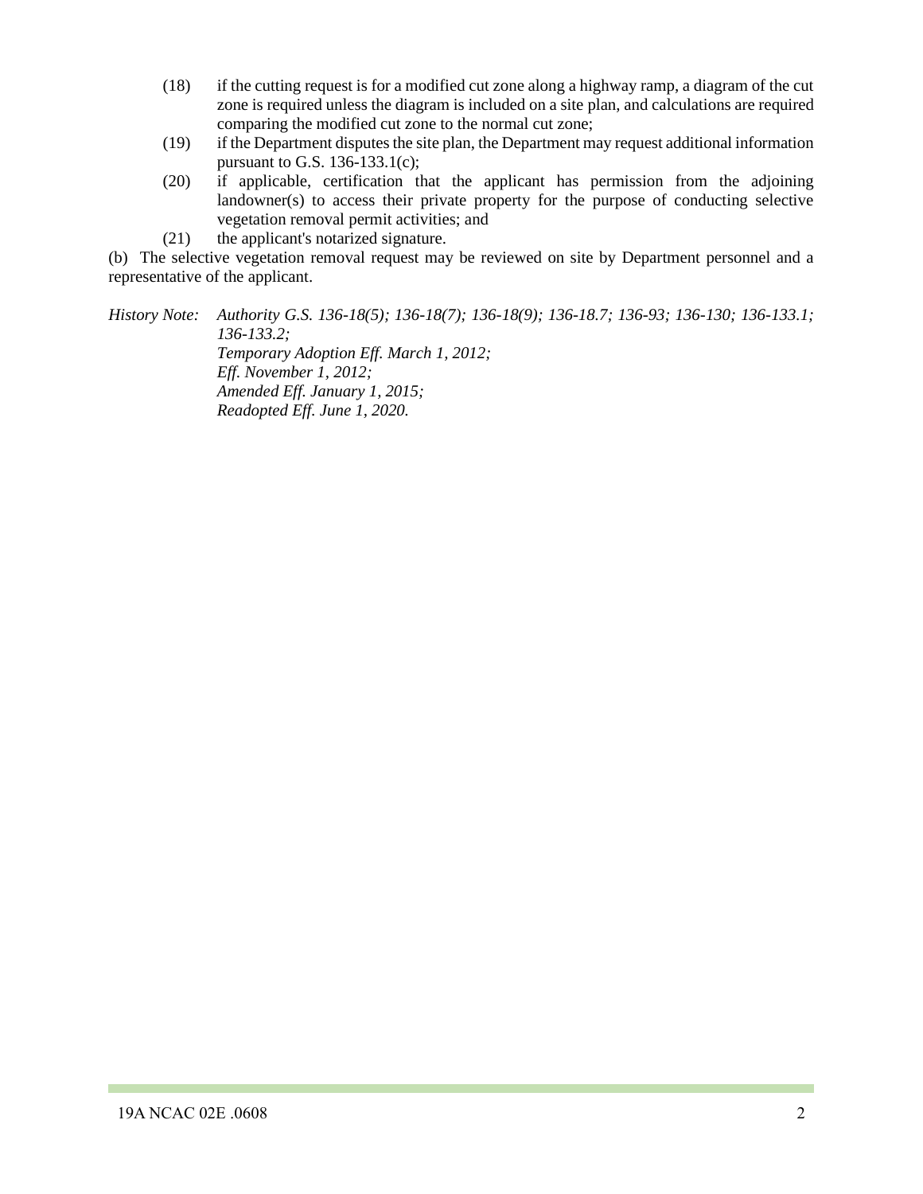(18) if the cutting request is for a modified cut zone along a highway ramp, a diagram of the cut zone is required unless the diagram is included on a site plan, and calculations are required comparing the modified cut zone to the normal cut zone;

(19) if the Department disputes the site plan, the Department may request additional information pursuant to G.S. 136-133.1(c);

(20) if applicable, certification that the applicant has permission from the adjoining landowner(s) to access their private property for the purpose of conducting selective vegetation removal permit activities; and

(21) the applicant's notarized signature.

(b) The selective vegetation removal request may be reviewed on site by Department personnel and a representative of the applicant.

*History Note: Authority G.S. 136-18(5); 136-18(7); 136-18(9); 136-18.7; 136-93; 136-130; 136-133.1; 136-133.2;*
*Temporary Adoption Eff. March 1, 2012;*
*Eff. November 1, 2012;*
*Amended Eff. January 1, 2015;*
*Readopted Eff. June 1, 2020.*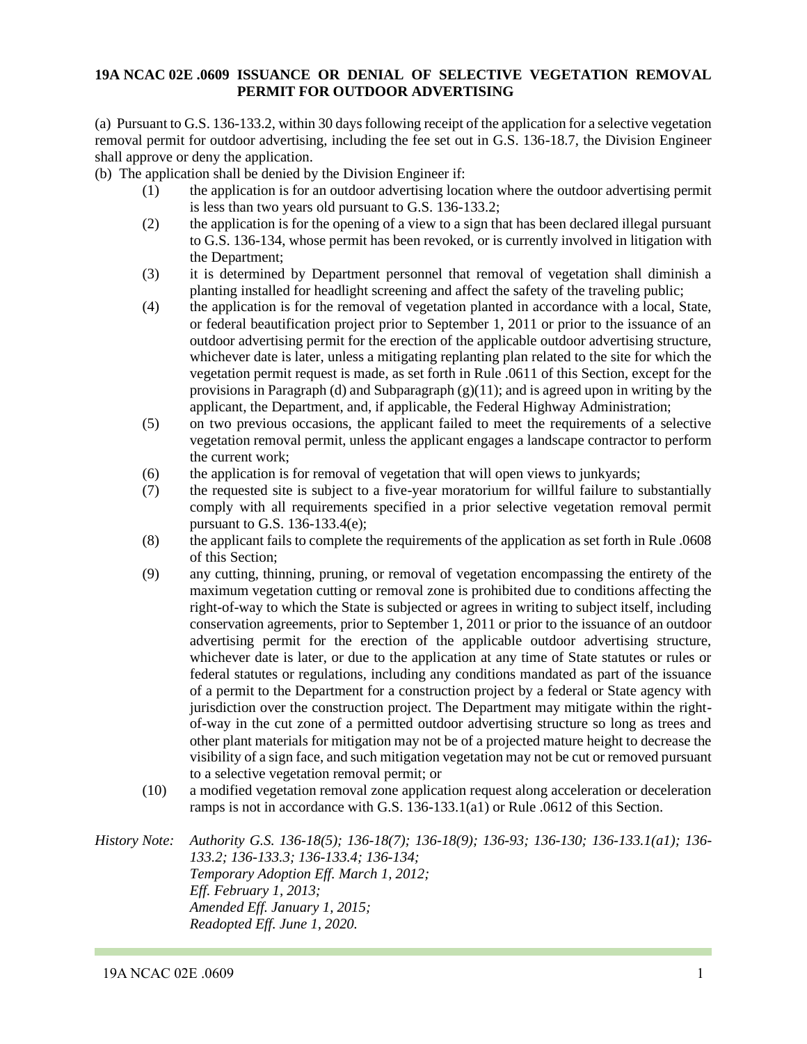**19A NCAC 02E .0609 ISSUANCE OR DENIAL OF SELECTIVE VEGETATION REMOVAL PERMIT FOR OUTDOOR ADVERTISING**

(a) Pursuant to G.S. 136-133.2, within 30 days following receipt of the application for a selective vegetation removal permit for outdoor advertising, including the fee set out in G.S. 136-18.7, the Division Engineer shall approve or deny the application.

(b) The application shall be denied by the Division Engineer if:

(1) the application is for an outdoor advertising location where the outdoor advertising permit is less than two years old pursuant to G.S. 136-133.2;

(2) the application is for the opening of a view to a sign that has been declared illegal pursuant to G.S. 136-134, whose permit has been revoked, or is currently involved in litigation with the Department;

(3) it is determined by Department personnel that removal of vegetation shall diminish a planting installed for headlight screening and affect the safety of the traveling public;

(4) the application is for the removal of vegetation planted in accordance with a local, State, or federal beautification project prior to September 1, 2011 or prior to the issuance of an outdoor advertising permit for the erection of the applicable outdoor advertising structure, whichever date is later, unless a mitigating replanting plan related to the site for which the vegetation permit request is made, as set forth in Rule .0611 of this Section, except for the provisions in Paragraph (d) and Subparagraph (g)(11); and is agreed upon in writing by the applicant, the Department, and, if applicable, the Federal Highway Administration;

(5) on two previous occasions, the applicant failed to meet the requirements of a selective vegetation removal permit, unless the applicant engages a landscape contractor to perform the current work;

(6) the application is for removal of vegetation that will open views to junkyards;

(7) the requested site is subject to a five-year moratorium for willful failure to substantially comply with all requirements specified in a prior selective vegetation removal permit pursuant to G.S. 136-133.4(e);

(8) the applicant fails to complete the requirements of the application as set forth in Rule .0608 of this Section;

(9) any cutting, thinning, pruning, or removal of vegetation encompassing the entirety of the maximum vegetation cutting or removal zone is prohibited due to conditions affecting the right-of-way to which the State is subjected or agrees in writing to subject itself, including conservation agreements, prior to September 1, 2011 or prior to the issuance of an outdoor advertising permit for the erection of the applicable outdoor advertising structure, whichever date is later, or due to the application at any time of State statutes or rules or federal statutes or regulations, including any conditions mandated as part of the issuance of a permit to the Department for a construction project by a federal or State agency with jurisdiction over the construction project. The Department may mitigate within the right-of-way in the cut zone of a permitted outdoor advertising structure so long as trees and other plant materials for mitigation may not be of a projected mature height to decrease the visibility of a sign face, and such mitigation vegetation may not be cut or removed pursuant to a selective vegetation removal permit; or

(10) a modified vegetation removal zone application request along acceleration or deceleration ramps is not in accordance with G.S. 136-133.1(a1) or Rule .0612 of this Section.

*History Note: Authority G.S. 136-18(5); 136-18(7); 136-18(9); 136-93; 136-130; 136-133.1(a1); 136-133.2; 136-133.3; 136-133.4; 136-134;*
*Temporary Adoption Eff. March 1, 2012;*
*Eff. February 1, 2013;*
*Amended Eff. January 1, 2015;*
*Readopted Eff. June 1, 2020.*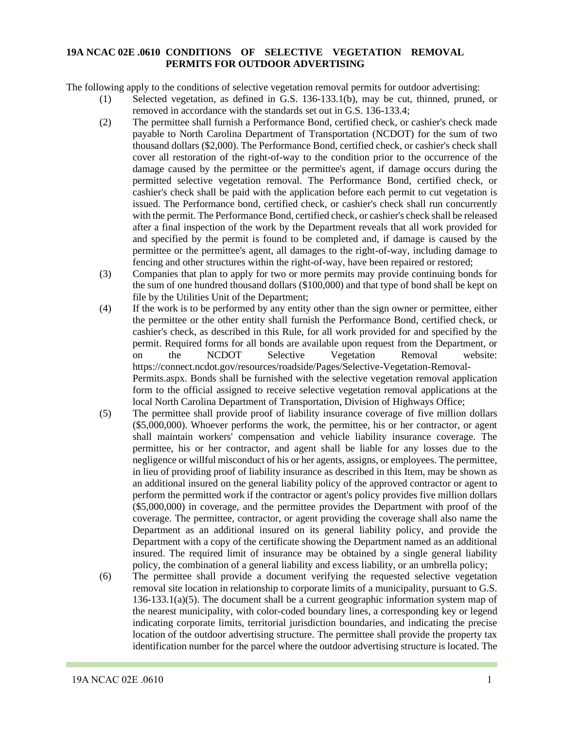# 19A NCAC 02E .0610 CONDITIONS OF SELECTIVE VEGETATION REMOVAL PERMITS FOR OUTDOOR ADVERTISING

The following apply to the conditions of selective vegetation removal permits for outdoor advertising:

(1) Selected vegetation, as defined in G.S. 136-133.1(b), may be cut, thinned, pruned, or removed in accordance with the standards set out in G.S. 136-133.4;

(2) The permittee shall furnish a Performance Bond, certified check, or cashier's check made payable to North Carolina Department of Transportation (NCDOT) for the sum of two thousand dollars ($2,000). The Performance Bond, certified check, or cashier's check shall cover all restoration of the right-of-way to the condition prior to the occurrence of the damage caused by the permittee or the permittee's agent, if damage occurs during the permitted selective vegetation removal. The Performance Bond, certified check, or cashier's check shall be paid with the application before each permit to cut vegetation is issued. The Performance bond, certified check, or cashier's check shall run concurrently with the permit. The Performance Bond, certified check, or cashier's check shall be released after a final inspection of the work by the Department reveals that all work provided for and specified by the permit is found to be completed and, if damage is caused by the permittee or the permittee's agent, all damages to the right-of-way, including damage to fencing and other structures within the right-of-way, have been repaired or restored;

(3) Companies that plan to apply for two or more permits may provide continuing bonds for the sum of one hundred thousand dollars ($100,000) and that type of bond shall be kept on file by the Utilities Unit of the Department;

(4) If the work is to be performed by any entity other than the sign owner or permittee, either the permittee or the other entity shall furnish the Performance Bond, certified check, or cashier's check, as described in this Rule, for all work provided for and specified by the permit. Required forms for all bonds are available upon request from the Department, or on the NCDOT Selective Vegetation Removal website: https://connect.ncdot.gov/resources/roadside/Pages/Selective-Vegetation-Removal-Permits.aspx. Bonds shall be furnished with the selective vegetation removal application form to the official assigned to receive selective vegetation removal applications at the local North Carolina Department of Transportation, Division of Highways Office;

(5) The permittee shall provide proof of liability insurance coverage of five million dollars ($5,000,000). Whoever performs the work, the permittee, his or her contractor, or agent shall maintain workers' compensation and vehicle liability insurance coverage. The permittee, his or her contractor, and agent shall be liable for any losses due to the negligence or willful misconduct of his or her agents, assigns, or employees. The permittee, in lieu of providing proof of liability insurance as described in this Item, may be shown as an additional insured on the general liability policy of the approved contractor or agent to perform the permitted work if the contractor or agent's policy provides five million dollars ($5,000,000) in coverage, and the permittee provides the Department with proof of the coverage. The permittee, contractor, or agent providing the coverage shall also name the Department as an additional insured on its general liability policy, and provide the Department with a copy of the certificate showing the Department named as an additional insured. The required limit of insurance may be obtained by a single general liability policy, the combination of a general liability and excess liability, or an umbrella policy;

(6) The permittee shall provide a document verifying the requested selective vegetation removal site location in relationship to corporate limits of a municipality, pursuant to G.S. 136-133.1(a)(5). The document shall be a current geographic information system map of the nearest municipality, with color-coded boundary lines, a corresponding key or legend indicating corporate limits, territorial jurisdiction boundaries, and indicating the precise location of the outdoor advertising structure. The permittee shall provide the property tax identification number for the parcel where the outdoor advertising structure is located. The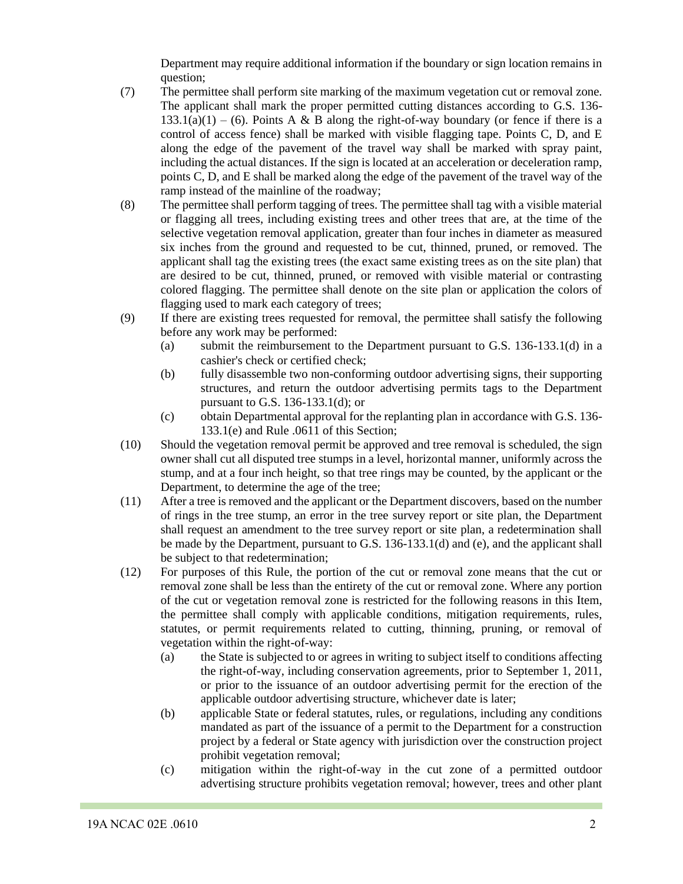Department may require additional information if the boundary or sign location remains in question;

(7) The permittee shall perform site marking of the maximum vegetation cut or removal zone. The applicant shall mark the proper permitted cutting distances according to G.S. 136-133.1(a)(1) – (6). Points A & B along the right-of-way boundary (or fence if there is a control of access fence) shall be marked with visible flagging tape. Points C, D, and E along the edge of the pavement of the travel way shall be marked with spray paint, including the actual distances. If the sign is located at an acceleration or deceleration ramp, points C, D, and E shall be marked along the edge of the pavement of the travel way of the ramp instead of the mainline of the roadway;

(8) The permittee shall perform tagging of trees. The permittee shall tag with a visible material or flagging all trees, including existing trees and other trees that are, at the time of the selective vegetation removal application, greater than four inches in diameter as measured six inches from the ground and requested to be cut, thinned, pruned, or removed. The applicant shall tag the existing trees (the exact same existing trees as on the site plan) that are desired to be cut, thinned, pruned, or removed with visible material or contrasting colored flagging. The permittee shall denote on the site plan or application the colors of flagging used to mark each category of trees;

(9) If there are existing trees requested for removal, the permittee shall satisfy the following before any work may be performed:

   (a) submit the reimbursement to the Department pursuant to G.S. 136-133.1(d) in a cashier's check or certified check;

   (b) fully disassemble two non-conforming outdoor advertising signs, their supporting structures, and return the outdoor advertising permits tags to the Department pursuant to G.S. 136-133.1(d); or

   (c) obtain Departmental approval for the replanting plan in accordance with G.S. 136-133.1(e) and Rule .0611 of this Section;

(10) Should the vegetation removal permit be approved and tree removal is scheduled, the sign owner shall cut all disputed tree stumps in a level, horizontal manner, uniformly across the stump, and at a four inch height, so that tree rings may be counted, by the applicant or the Department, to determine the age of the tree;

(11) After a tree is removed and the applicant or the Department discovers, based on the number of rings in the tree stump, an error in the tree survey report or site plan, the Department shall request an amendment to the tree survey report or site plan, a redetermination shall be made by the Department, pursuant to G.S. 136-133.1(d) and (e), and the applicant shall be subject to that redetermination;

(12) For purposes of this Rule, the portion of the cut or removal zone means that the cut or removal zone shall be less than the entirety of the cut or removal zone. Where any portion of the cut or vegetation removal zone is restricted for the following reasons in this Item, the permittee shall comply with applicable conditions, mitigation requirements, rules, statutes, or permit requirements related to cutting, thinning, pruning, or removal of vegetation within the right-of-way:

   (a) the State is subjected to or agrees in writing to subject itself to conditions affecting the right-of-way, including conservation agreements, prior to September 1, 2011, or prior to the issuance of an outdoor advertising permit for the erection of the applicable outdoor advertising structure, whichever date is later;

   (b) applicable State or federal statutes, rules, or regulations, including any conditions mandated as part of the issuance of a permit to the Department for a construction project by a federal or State agency with jurisdiction over the construction project prohibit vegetation removal;

   (c) mitigation within the right-of-way in the cut zone of a permitted outdoor advertising structure prohibits vegetation removal; however, trees and other plant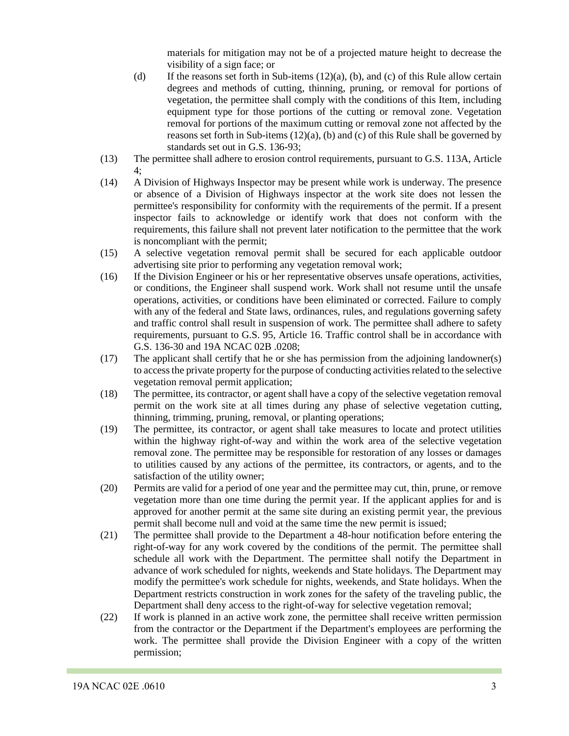materials for mitigation may not be of a projected mature height to decrease the visibility of a sign face; or

(d) If the reasons set forth in Sub-items (12)(a), (b), and (c) of this Rule allow certain degrees and methods of cutting, thinning, pruning, or removal for portions of vegetation, the permittee shall comply with the conditions of this Item, including equipment type for those portions of the cutting or removal zone. Vegetation removal for portions of the maximum cutting or removal zone not affected by the reasons set forth in Sub-items (12)(a), (b) and (c) of this Rule shall be governed by standards set out in G.S. 136-93;

(13) The permittee shall adhere to erosion control requirements, pursuant to G.S. 113A, Article 4;

(14) A Division of Highways Inspector may be present while work is underway. The presence or absence of a Division of Highways inspector at the work site does not lessen the permittee's responsibility for conformity with the requirements of the permit. If a present inspector fails to acknowledge or identify work that does not conform with the requirements, this failure shall not prevent later notification to the permittee that the work is noncompliant with the permit;

(15) A selective vegetation removal permit shall be secured for each applicable outdoor advertising site prior to performing any vegetation removal work;

(16) If the Division Engineer or his or her representative observes unsafe operations, activities, or conditions, the Engineer shall suspend work. Work shall not resume until the unsafe operations, activities, or conditions have been eliminated or corrected. Failure to comply with any of the federal and State laws, ordinances, rules, and regulations governing safety and traffic control shall result in suspension of work. The permittee shall adhere to safety requirements, pursuant to G.S. 95, Article 16. Traffic control shall be in accordance with G.S. 136-30 and 19A NCAC 02B .0208;

(17) The applicant shall certify that he or she has permission from the adjoining landowner(s) to access the private property for the purpose of conducting activities related to the selective vegetation removal permit application;

(18) The permittee, its contractor, or agent shall have a copy of the selective vegetation removal permit on the work site at all times during any phase of selective vegetation cutting, thinning, trimming, pruning, removal, or planting operations;

(19) The permittee, its contractor, or agent shall take measures to locate and protect utilities within the highway right-of-way and within the work area of the selective vegetation removal zone. The permittee may be responsible for restoration of any losses or damages to utilities caused by any actions of the permittee, its contractors, or agents, and to the satisfaction of the utility owner;

(20) Permits are valid for a period of one year and the permittee may cut, thin, prune, or remove vegetation more than one time during the permit year. If the applicant applies for and is approved for another permit at the same site during an existing permit year, the previous permit shall become null and void at the same time the new permit is issued;

(21) The permittee shall provide to the Department a 48-hour notification before entering the right-of-way for any work covered by the conditions of the permit. The permittee shall schedule all work with the Department. The permittee shall notify the Department in advance of work scheduled for nights, weekends and State holidays. The Department may modify the permittee's work schedule for nights, weekends, and State holidays. When the Department restricts construction in work zones for the safety of the traveling public, the Department shall deny access to the right-of-way for selective vegetation removal;

(22) If work is planned in an active work zone, the permittee shall receive written permission from the contractor or the Department if the Department's employees are performing the work. The permittee shall provide the Division Engineer with a copy of the written permission;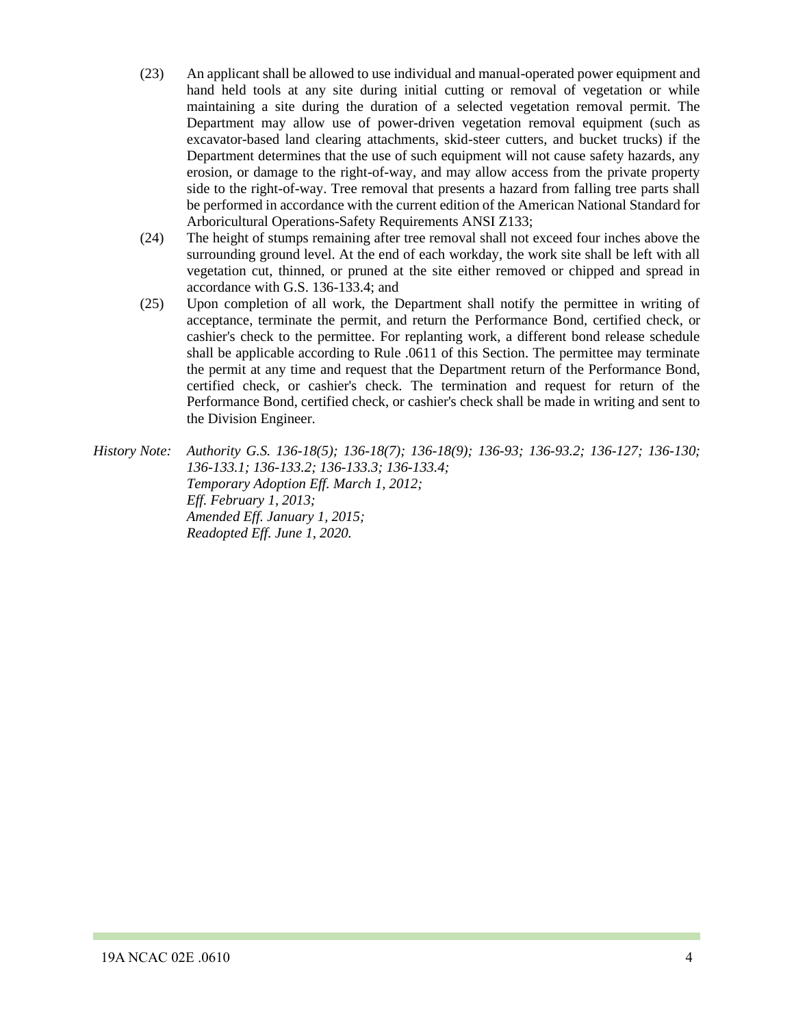(23) An applicant shall be allowed to use individual and manual-operated power equipment and hand held tools at any site during initial cutting or removal of vegetation or while maintaining a site during the duration of a selected vegetation removal permit. The Department may allow use of power-driven vegetation removal equipment (such as excavator-based land clearing attachments, skid-steer cutters, and bucket trucks) if the Department determines that the use of such equipment will not cause safety hazards, any erosion, or damage to the right-of-way, and may allow access from the private property side to the right-of-way. Tree removal that presents a hazard from falling tree parts shall be performed in accordance with the current edition of the American National Standard for Arboricultural Operations-Safety Requirements ANSI Z133;

(24) The height of stumps remaining after tree removal shall not exceed four inches above the surrounding ground level. At the end of each workday, the work site shall be left with all vegetation cut, thinned, or pruned at the site either removed or chipped and spread in accordance with G.S. 136-133.4; and

(25) Upon completion of all work, the Department shall notify the permittee in writing of acceptance, terminate the permit, and return the Performance Bond, certified check, or cashier's check to the permittee. For replanting work, a different bond release schedule shall be applicable according to Rule .0611 of this Section. The permittee may terminate the permit at any time and request that the Department return of the Performance Bond, certified check, or cashier's check. The termination and request for return of the Performance Bond, certified check, or cashier's check shall be made in writing and sent to the Division Engineer.

*History Note: Authority G.S. 136-18(5); 136-18(7); 136-18(9); 136-93; 136-93.2; 136-127; 136-130; 136-133.1; 136-133.2; 136-133.3; 136-133.4;*
*Temporary Adoption Eff. March 1, 2012;*
*Eff. February 1, 2013;*
*Amended Eff. January 1, 2015;*
*Readopted Eff. June 1, 2020.*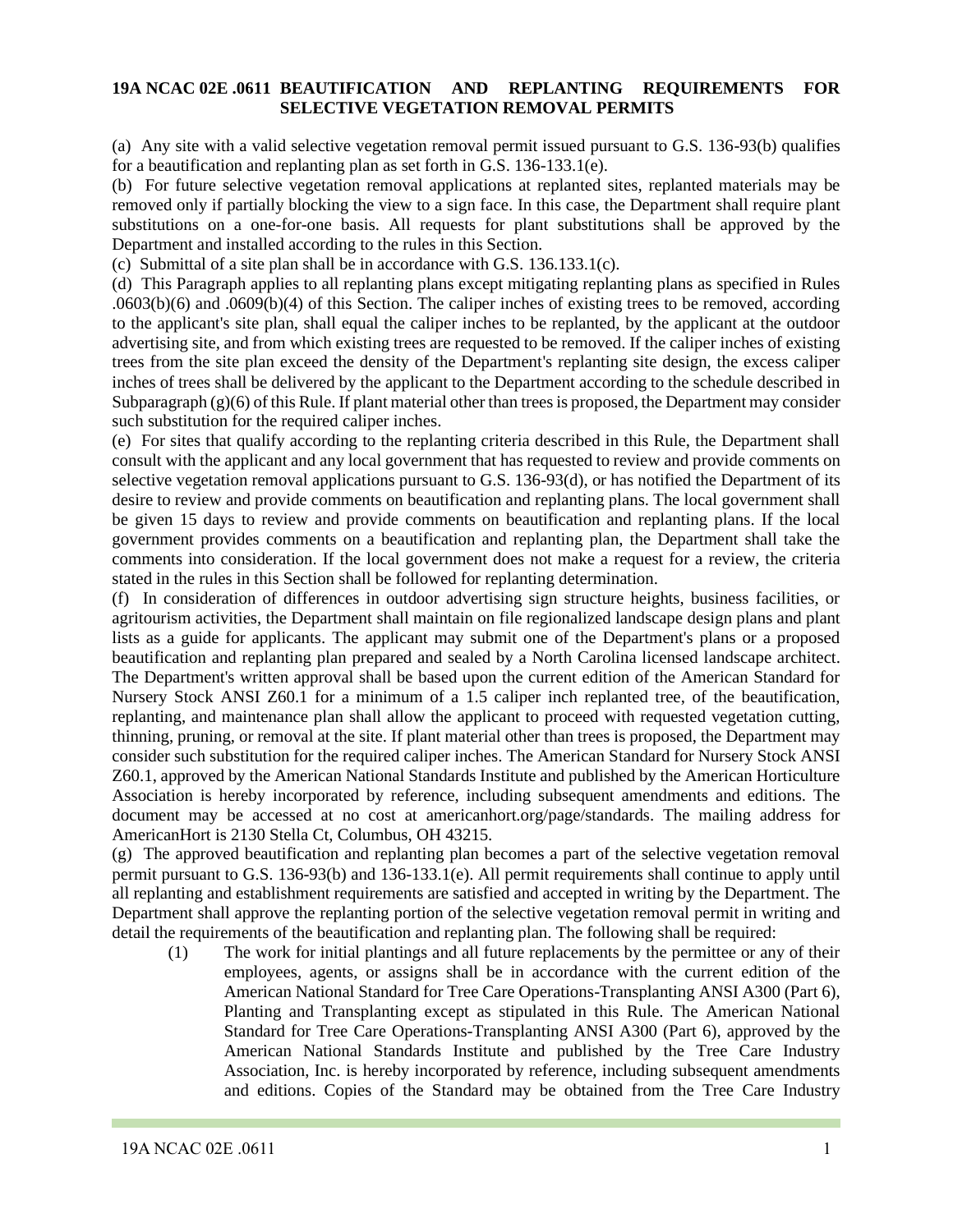## 19A NCAC 02E .0611 BEAUTIFICATION AND REPLANTING REQUIREMENTS FOR SELECTIVE VEGETATION REMOVAL PERMITS

(a) Any site with a valid selective vegetation removal permit issued pursuant to G.S. 136-93(b) qualifies for a beautification and replanting plan as set forth in G.S. 136-133.1(e).

(b) For future selective vegetation removal applications at replanted sites, replanted materials may be removed only if partially blocking the view to a sign face. In this case, the Department shall require plant substitutions on a one-for-one basis. All requests for plant substitutions shall be approved by the Department and installed according to the rules in this Section.

(c) Submittal of a site plan shall be in accordance with G.S. 136.133.1(c).

(d) This Paragraph applies to all replanting plans except mitigating replanting plans as specified in Rules .0603(b)(6) and .0609(b)(4) of this Section. The caliper inches of existing trees to be removed, according to the applicant's site plan, shall equal the caliper inches to be replanted, by the applicant at the outdoor advertising site, and from which existing trees are requested to be removed. If the caliper inches of existing trees from the site plan exceed the density of the Department's replanting site design, the excess caliper inches of trees shall be delivered by the applicant to the Department according to the schedule described in Subparagraph (g)(6) of this Rule. If plant material other than trees is proposed, the Department may consider such substitution for the required caliper inches.

(e) For sites that qualify according to the replanting criteria described in this Rule, the Department shall consult with the applicant and any local government that has requested to review and provide comments on selective vegetation removal applications pursuant to G.S. 136-93(d), or has notified the Department of its desire to review and provide comments on beautification and replanting plans. The local government shall be given 15 days to review and provide comments on beautification and replanting plans. If the local government provides comments on a beautification and replanting plan, the Department shall take the comments into consideration. If the local government does not make a request for a review, the criteria stated in the rules in this Section shall be followed for replanting determination.

(f) In consideration of differences in outdoor advertising sign structure heights, business facilities, or agritourism activities, the Department shall maintain on file regionalized landscape design plans and plant lists as a guide for applicants. The applicant may submit one of the Department's plans or a proposed beautification and replanting plan prepared and sealed by a North Carolina licensed landscape architect. The Department's written approval shall be based upon the current edition of the American Standard for Nursery Stock ANSI Z60.1 for a minimum of a 1.5 caliper inch replanted tree, of the beautification, replanting, and maintenance plan shall allow the applicant to proceed with requested vegetation cutting, thinning, pruning, or removal at the site. If plant material other than trees is proposed, the Department may consider such substitution for the required caliper inches. The American Standard for Nursery Stock ANSI Z60.1, approved by the American National Standards Institute and published by the American Horticulture Association is hereby incorporated by reference, including subsequent amendments and editions. The document may be accessed at no cost at americanhort.org/page/standards. The mailing address for AmericanHort is 2130 Stella Ct, Columbus, OH 43215.

(g) The approved beautification and replanting plan becomes a part of the selective vegetation removal permit pursuant to G.S. 136-93(b) and 136-133.1(e). All permit requirements shall continue to apply until all replanting and establishment requirements are satisfied and accepted in writing by the Department. The Department shall approve the replanting portion of the selective vegetation removal permit in writing and detail the requirements of the beautification and replanting plan. The following shall be required:

(1) The work for initial plantings and all future replacements by the permittee or any of their employees, agents, or assigns shall be in accordance with the current edition of the American National Standard for Tree Care Operations-Transplanting ANSI A300 (Part 6), Planting and Transplanting except as stipulated in this Rule. The American National Standard for Tree Care Operations-Transplanting ANSI A300 (Part 6), approved by the American National Standards Institute and published by the Tree Care Industry Association, Inc. is hereby incorporated by reference, including subsequent amendments and editions. Copies of the Standard may be obtained from the Tree Care Industry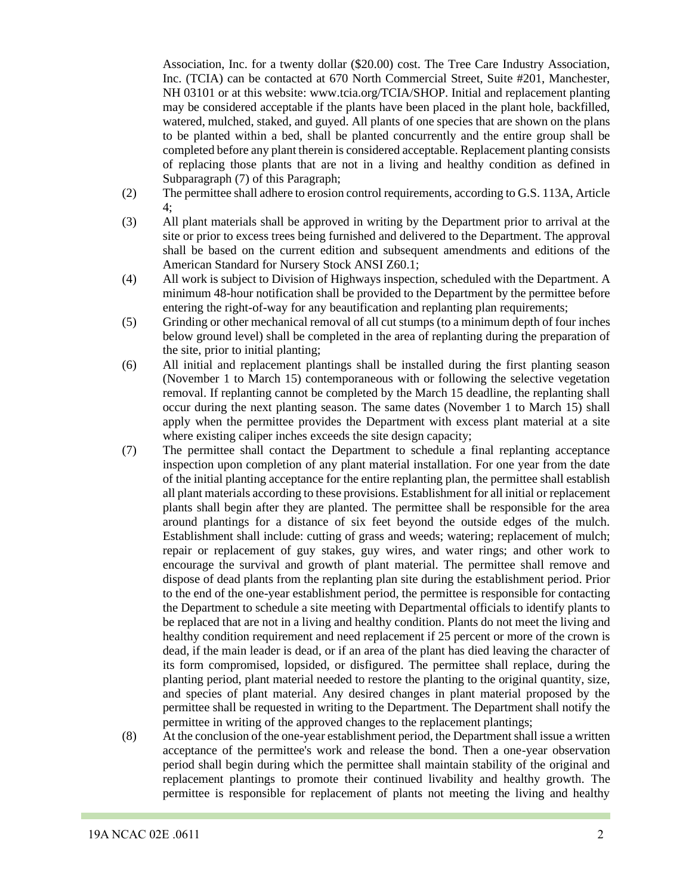Association, Inc. for a twenty dollar ($20.00) cost. The Tree Care Industry Association, Inc. (TCIA) can be contacted at 670 North Commercial Street, Suite #201, Manchester, NH 03101 or at this website: www.tcia.org/TCIA/SHOP. Initial and replacement planting may be considered acceptable if the plants have been placed in the plant hole, backfilled, watered, mulched, staked, and guyed. All plants of one species that are shown on the plans to be planted within a bed, shall be planted concurrently and the entire group shall be completed before any plant therein is considered acceptable. Replacement planting consists of replacing those plants that are not in a living and healthy condition as defined in Subparagraph (7) of this Paragraph;

(2) The permittee shall adhere to erosion control requirements, according to G.S. 113A, Article 4;

(3) All plant materials shall be approved in writing by the Department prior to arrival at the site or prior to excess trees being furnished and delivered to the Department. The approval shall be based on the current edition and subsequent amendments and editions of the American Standard for Nursery Stock ANSI Z60.1;

(4) All work is subject to Division of Highways inspection, scheduled with the Department. A minimum 48-hour notification shall be provided to the Department by the permittee before entering the right-of-way for any beautification and replanting plan requirements;

(5) Grinding or other mechanical removal of all cut stumps (to a minimum depth of four inches below ground level) shall be completed in the area of replanting during the preparation of the site, prior to initial planting;

(6) All initial and replacement plantings shall be installed during the first planting season (November 1 to March 15) contemporaneous with or following the selective vegetation removal. If replanting cannot be completed by the March 15 deadline, the replanting shall occur during the next planting season. The same dates (November 1 to March 15) shall apply when the permittee provides the Department with excess plant material at a site where existing caliper inches exceeds the site design capacity;

(7) The permittee shall contact the Department to schedule a final replanting acceptance inspection upon completion of any plant material installation. For one year from the date of the initial planting acceptance for the entire replanting plan, the permittee shall establish all plant materials according to these provisions. Establishment for all initial or replacement plants shall begin after they are planted. The permittee shall be responsible for the area around plantings for a distance of six feet beyond the outside edges of the mulch. Establishment shall include: cutting of grass and weeds; watering; replacement of mulch; repair or replacement of guy stakes, guy wires, and water rings; and other work to encourage the survival and growth of plant material. The permittee shall remove and dispose of dead plants from the replanting plan site during the establishment period. Prior to the end of the one-year establishment period, the permittee is responsible for contacting the Department to schedule a site meeting with Departmental officials to identify plants to be replaced that are not in a living and healthy condition. Plants do not meet the living and healthy condition requirement and need replacement if 25 percent or more of the crown is dead, if the main leader is dead, or if an area of the plant has died leaving the character of its form compromised, lopsided, or disfigured. The permittee shall replace, during the planting period, plant material needed to restore the planting to the original quantity, size, and species of plant material. Any desired changes in plant material proposed by the permittee shall be requested in writing to the Department. The Department shall notify the permittee in writing of the approved changes to the replacement plantings;

(8) At the conclusion of the one-year establishment period, the Department shall issue a written acceptance of the permittee's work and release the bond. Then a one-year observation period shall begin during which the permittee shall maintain stability of the original and replacement plantings to promote their continued livability and healthy growth. The permittee is responsible for replacement of plants not meeting the living and healthy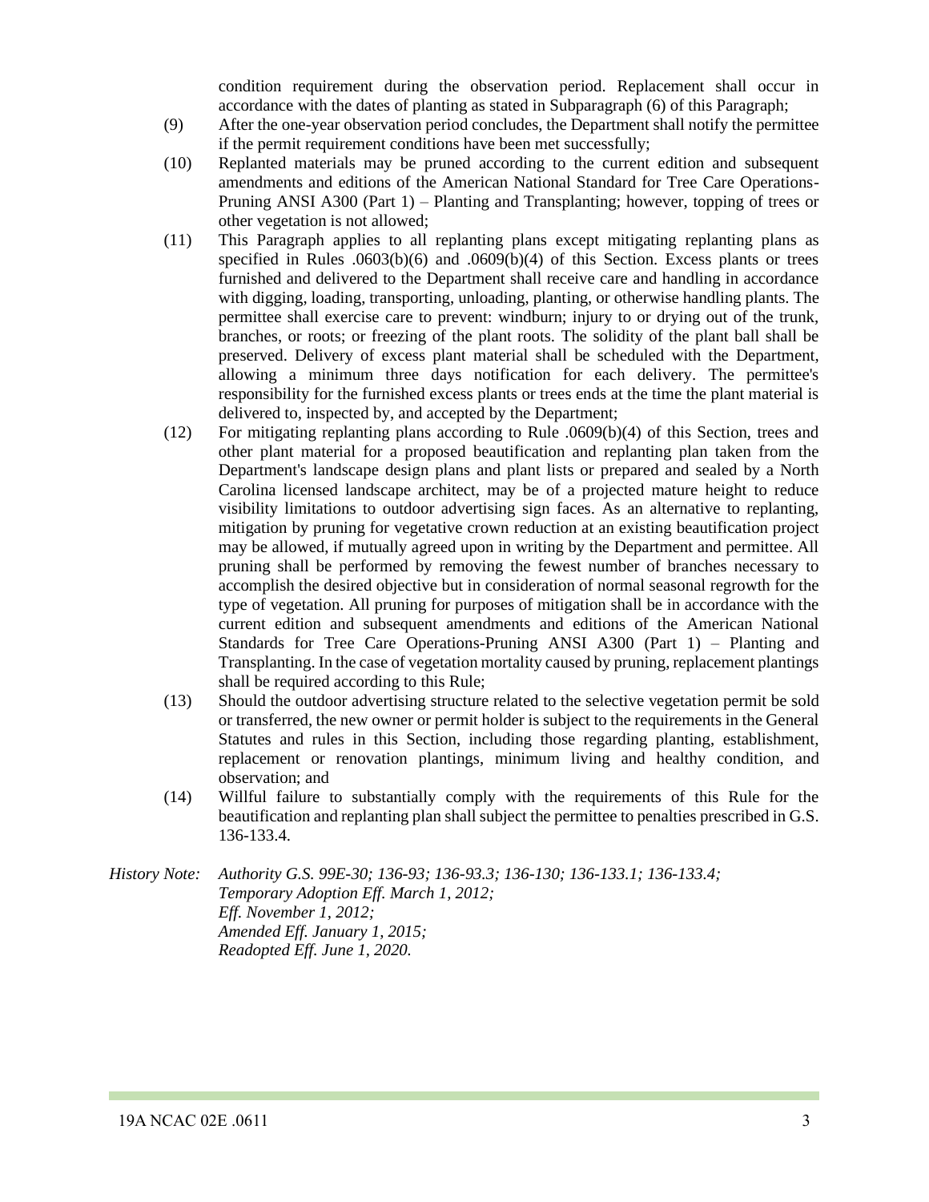condition requirement during the observation period. Replacement shall occur in accordance with the dates of planting as stated in Subparagraph (6) of this Paragraph;

(9) After the one-year observation period concludes, the Department shall notify the permittee if the permit requirement conditions have been met successfully;

(10) Replanted materials may be pruned according to the current edition and subsequent amendments and editions of the American National Standard for Tree Care Operations-Pruning ANSI A300 (Part 1) – Planting and Transplanting; however, topping of trees or other vegetation is not allowed;

(11) This Paragraph applies to all replanting plans except mitigating replanting plans as specified in Rules .0603(b)(6) and .0609(b)(4) of this Section. Excess plants or trees furnished and delivered to the Department shall receive care and handling in accordance with digging, loading, transporting, unloading, planting, or otherwise handling plants. The permittee shall exercise care to prevent: windburn; injury to or drying out of the trunk, branches, or roots; or freezing of the plant roots. The solidity of the plant ball shall be preserved. Delivery of excess plant material shall be scheduled with the Department, allowing a minimum three days notification for each delivery. The permittee's responsibility for the furnished excess plants or trees ends at the time the plant material is delivered to, inspected by, and accepted by the Department;

(12) For mitigating replanting plans according to Rule .0609(b)(4) of this Section, trees and other plant material for a proposed beautification and replanting plan taken from the Department's landscape design plans and plant lists or prepared and sealed by a North Carolina licensed landscape architect, may be of a projected mature height to reduce visibility limitations to outdoor advertising sign faces. As an alternative to replanting, mitigation by pruning for vegetative crown reduction at an existing beautification project may be allowed, if mutually agreed upon in writing by the Department and permittee. All pruning shall be performed by removing the fewest number of branches necessary to accomplish the desired objective but in consideration of normal seasonal regrowth for the type of vegetation. All pruning for purposes of mitigation shall be in accordance with the current edition and subsequent amendments and editions of the American National Standards for Tree Care Operations-Pruning ANSI A300 (Part 1) – Planting and Transplanting. In the case of vegetation mortality caused by pruning, replacement plantings shall be required according to this Rule;

(13) Should the outdoor advertising structure related to the selective vegetation permit be sold or transferred, the new owner or permit holder is subject to the requirements in the General Statutes and rules in this Section, including those regarding planting, establishment, replacement or renovation plantings, minimum living and healthy condition, and observation; and

(14) Willful failure to substantially comply with the requirements of this Rule for the beautification and replanting plan shall subject the permittee to penalties prescribed in G.S. 136-133.4.

*History Note: Authority G.S. 99E-30; 136-93; 136-93.3; 136-130; 136-133.1; 136-133.4;*
*Temporary Adoption Eff. March 1, 2012;*
*Eff. November 1, 2012;*
*Amended Eff. January 1, 2015;*
*Readopted Eff. June 1, 2020.*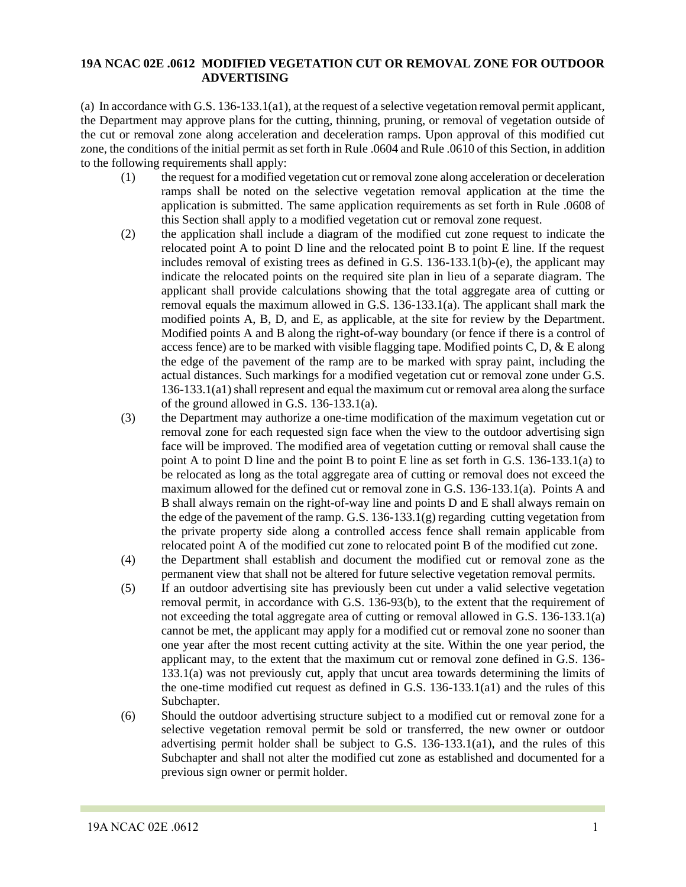## 19A NCAC 02E .0612 MODIFIED VEGETATION CUT OR REMOVAL ZONE FOR OUTDOOR ADVERTISING

(a) In accordance with G.S. 136-133.1(a1), at the request of a selective vegetation removal permit applicant, the Department may approve plans for the cutting, thinning, pruning, or removal of vegetation outside of the cut or removal zone along acceleration and deceleration ramps. Upon approval of this modified cut zone, the conditions of the initial permit as set forth in Rule .0604 and Rule .0610 of this Section, in addition to the following requirements shall apply:

(1) the request for a modified vegetation cut or removal zone along acceleration or deceleration ramps shall be noted on the selective vegetation removal application at the time the application is submitted. The same application requirements as set forth in Rule .0608 of this Section shall apply to a modified vegetation cut or removal zone request.

(2) the application shall include a diagram of the modified cut zone request to indicate the relocated point A to point D line and the relocated point B to point E line. If the request includes removal of existing trees as defined in G.S. 136-133.1(b)-(e), the applicant may indicate the relocated points on the required site plan in lieu of a separate diagram. The applicant shall provide calculations showing that the total aggregate area of cutting or removal equals the maximum allowed in G.S. 136-133.1(a). The applicant shall mark the modified points A, B, D, and E, as applicable, at the site for review by the Department. Modified points A and B along the right-of-way boundary (or fence if there is a control of access fence) are to be marked with visible flagging tape. Modified points C, D, & E along the edge of the pavement of the ramp are to be marked with spray paint, including the actual distances. Such markings for a modified vegetation cut or removal zone under G.S. 136-133.1(a1) shall represent and equal the maximum cut or removal area along the surface of the ground allowed in G.S. 136-133.1(a).

(3) the Department may authorize a one-time modification of the maximum vegetation cut or removal zone for each requested sign face when the view to the outdoor advertising sign face will be improved. The modified area of vegetation cutting or removal shall cause the point A to point D line and the point B to point E line as set forth in G.S. 136-133.1(a) to be relocated as long as the total aggregate area of cutting or removal does not exceed the maximum allowed for the defined cut or removal zone in G.S. 136-133.1(a). Points A and B shall always remain on the right-of-way line and points D and E shall always remain on the edge of the pavement of the ramp. G.S. 136-133.1(g) regarding cutting vegetation from the private property side along a controlled access fence shall remain applicable from relocated point A of the modified cut zone to relocated point B of the modified cut zone.

(4) the Department shall establish and document the modified cut or removal zone as the permanent view that shall not be altered for future selective vegetation removal permits.

(5) If an outdoor advertising site has previously been cut under a valid selective vegetation removal permit, in accordance with G.S. 136-93(b), to the extent that the requirement of not exceeding the total aggregate area of cutting or removal allowed in G.S. 136-133.1(a) cannot be met, the applicant may apply for a modified cut or removal zone no sooner than one year after the most recent cutting activity at the site. Within the one year period, the applicant may, to the extent that the maximum cut or removal zone defined in G.S. 136-133.1(a) was not previously cut, apply that uncut area towards determining the limits of the one-time modified cut request as defined in G.S. 136-133.1(a1) and the rules of this Subchapter.

(6) Should the outdoor advertising structure subject to a modified cut or removal zone for a selective vegetation removal permit be sold or transferred, the new owner or outdoor advertising permit holder shall be subject to G.S. 136-133.1(a1), and the rules of this Subchapter and shall not alter the modified cut zone as established and documented for a previous sign owner or permit holder.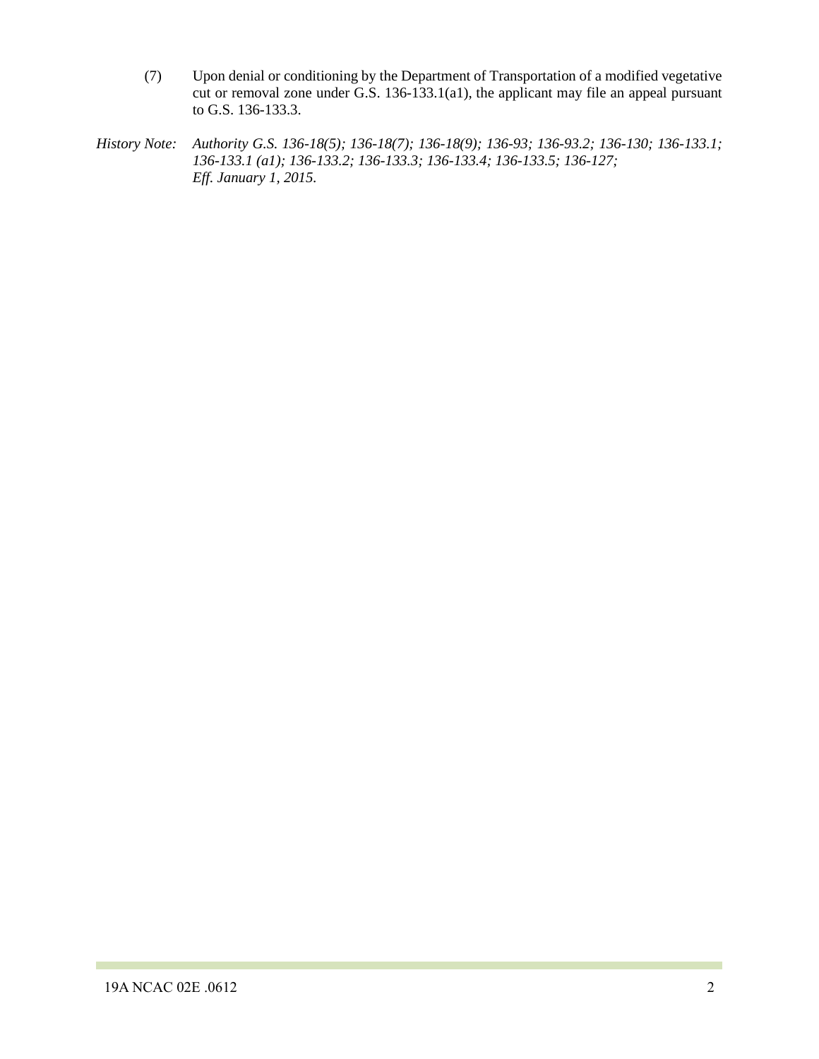(7) Upon denial or conditioning by the Department of Transportation of a modified vegetative cut or removal zone under G.S. 136-133.1(a1), the applicant may file an appeal pursuant to G.S. 136-133.3.

*History Note: Authority G.S. 136-18(5); 136-18(7); 136-18(9); 136-93; 136-93.2; 136-130; 136-133.1; 136-133.1 (a1); 136-133.2; 136-133.3; 136-133.4; 136-133.5; 136-127;*
*Eff. January 1, 2015.*